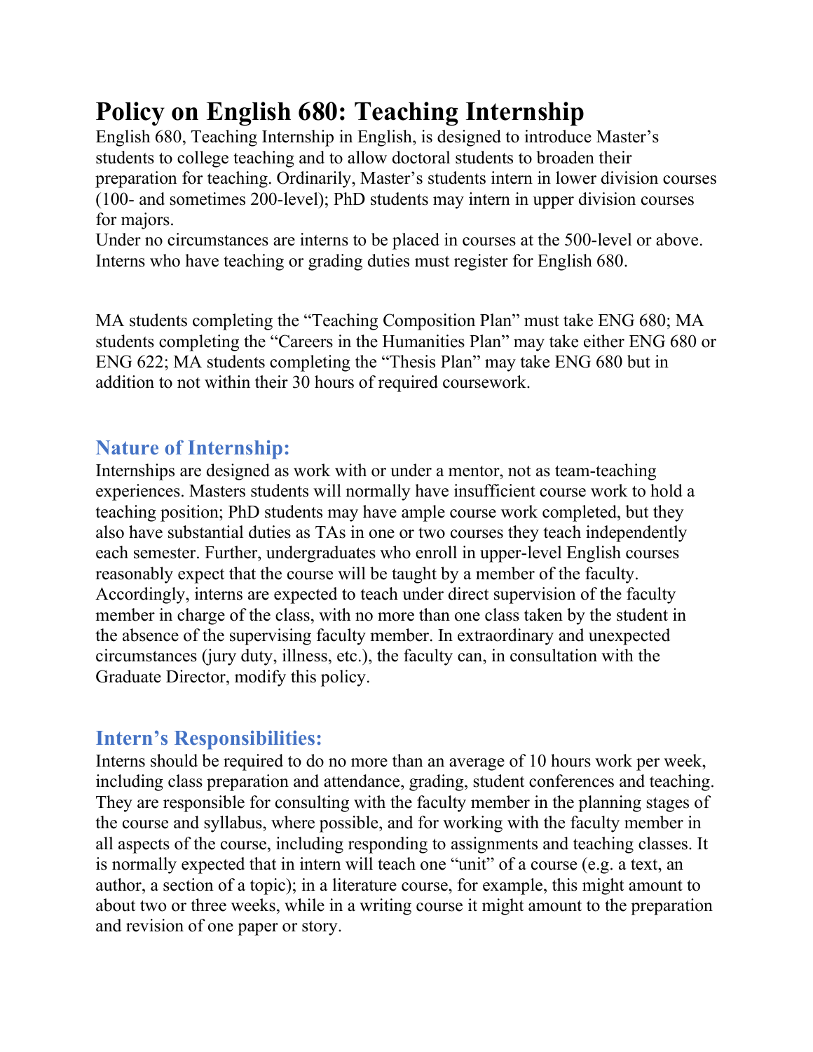# Policy on English 680: Teaching Internship

English 680, Teaching Internship in English, is designed to introduce Master's students to college teaching and to allow doctoral students to broaden their preparation for teaching. Ordinarily, Master's students intern in lower division courses (100- and sometimes 200-level); PhD students may intern in upper division courses for majors.

Under no circumstances are interns to be placed in courses at the 500-level or above. Interns who have teaching or grading duties must register for English 680.

MA students completing the "Teaching Composition Plan" must take ENG 680; MA students completing the "Careers in the Humanities Plan" may take either ENG 680 or ENG 622; MA students completing the "Thesis Plan" may take ENG 680 but in addition to not within their 30 hours of required coursework.

## Nature of Internship:

Internships are designed as work with or under a mentor, not as team-teaching experiences. Masters students will normally have insufficient course work to hold a teaching position; PhD students may have ample course work completed, but they also have substantial duties as TAs in one or two courses they teach independently each semester. Further, undergraduates who enroll in upper-level English courses reasonably expect that the course will be taught by a member of the faculty. Accordingly, interns are expected to teach under direct supervision of the faculty member in charge of the class, with no more than one class taken by the student in the absence of the supervising faculty member. In extraordinary and unexpected circumstances (jury duty, illness, etc.), the faculty can, in consultation with the Graduate Director, modify this policy.

## Intern's Responsibilities:

Interns should be required to do no more than an average of 10 hours work per week, including class preparation and attendance, grading, student conferences and teaching. They are responsible for consulting with the faculty member in the planning stages of the course and syllabus, where possible, and for working with the faculty member in all aspects of the course, including responding to assignments and teaching classes. It is normally expected that in intern will teach one "unit" of a course (e.g. a text, an author, a section of a topic); in a literature course, for example, this might amount to about two or three weeks, while in a writing course it might amount to the preparation and revision of one paper or story.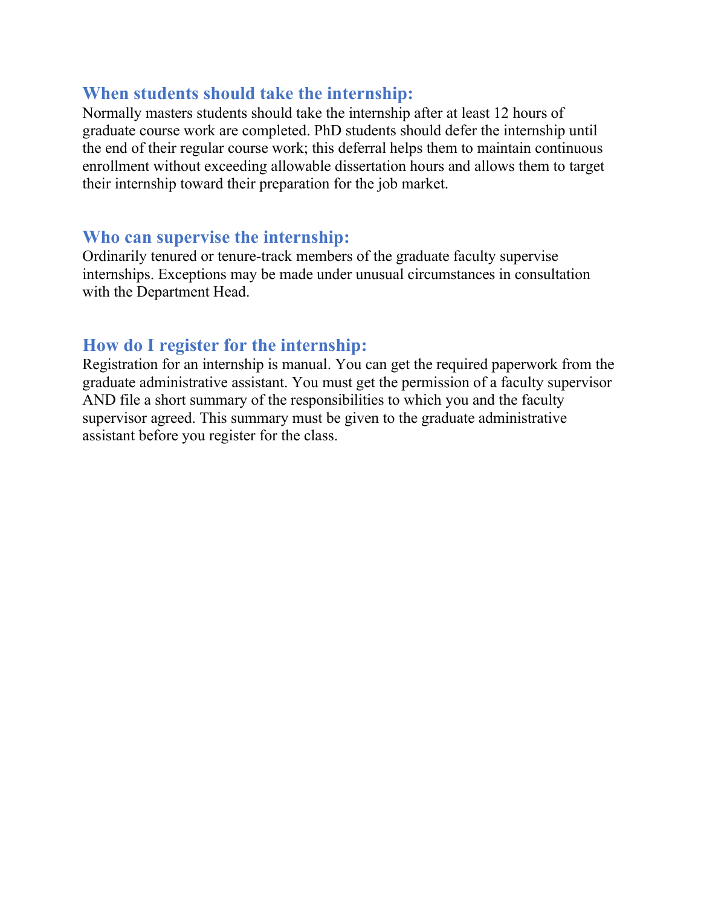## When students should take the internship:

Normally masters students should take the internship after at least 12 hours of graduate course work are completed. PhD students should defer the internship until the end of their regular course work; this deferral helps them to maintain continuous enrollment without exceeding allowable dissertation hours and allows them to target their internship toward their preparation for the job market.

## Who can supervise the internship:

Ordinarily tenured or tenure-track members of the graduate faculty supervise internships. Exceptions may be made under unusual circumstances in consultation with the Department Head.

## How do I register for the internship:

Registration for an internship is manual. You can get the required paperwork from the graduate administrative assistant. You must get the permission of a faculty supervisor AND file a short summary of the responsibilities to which you and the faculty supervisor agreed. This summary must be given to the graduate administrative assistant before you register for the class.